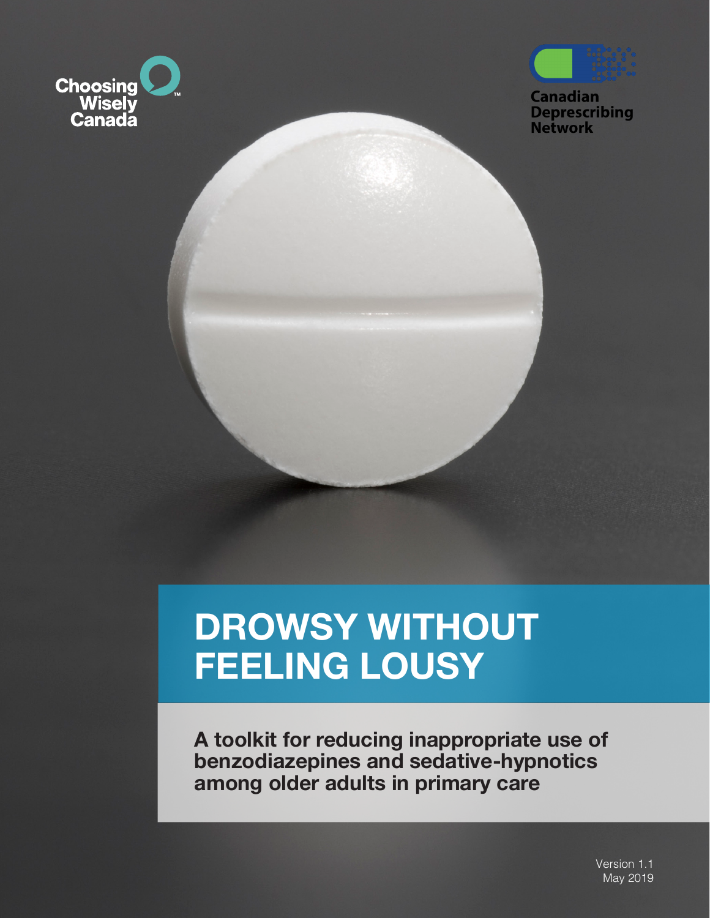Choosing Wisely Canada

Canadian Deprescribing Network

# DROWSY WITHOUT FEELING LOUSY

**A toolkit for reducing inappropriate use of benzodiazepines and sedative-hypnotics among older adults in primary care**

Version 1.1
May 2019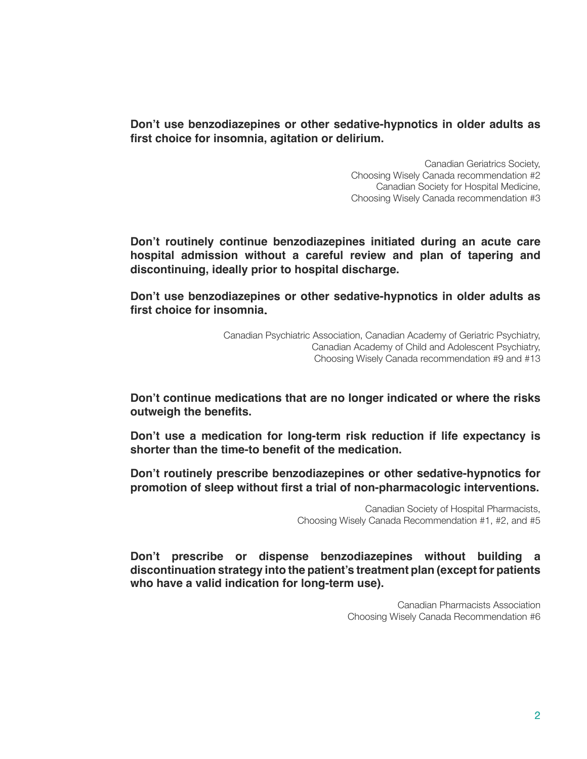**Don't use benzodiazepines or other sedative-hypnotics in older adults as first choice for insomnia, agitation or delirium.**

Canadian Geriatrics Society,
Choosing Wisely Canada recommendation #2
Canadian Society for Hospital Medicine,
Choosing Wisely Canada recommendation #3

**Don't routinely continue benzodiazepines initiated during an acute care hospital admission without a careful review and plan of tapering and discontinuing, ideally prior to hospital discharge.**

**Don't use benzodiazepines or other sedative-hypnotics in older adults as first choice for insomnia.**

Canadian Psychiatric Association, Canadian Academy of Geriatric Psychiatry,
Canadian Academy of Child and Adolescent Psychiatry,
Choosing Wisely Canada recommendation #9 and #13

**Don't continue medications that are no longer indicated or where the risks outweigh the benefits.**

**Don't use a medication for long-term risk reduction if life expectancy is shorter than the time-to benefit of the medication.**

**Don't routinely prescribe benzodiazepines or other sedative-hypnotics for promotion of sleep without first a trial of non-pharmacologic interventions.**

Canadian Society of Hospital Pharmacists,
Choosing Wisely Canada Recommendation #1, #2, and #5

**Don't prescribe or dispense benzodiazepines without building a discontinuation strategy into the patient's treatment plan (except for patients who have a valid indication for long-term use).**

Canadian Pharmacists Association
Choosing Wisely Canada Recommendation #6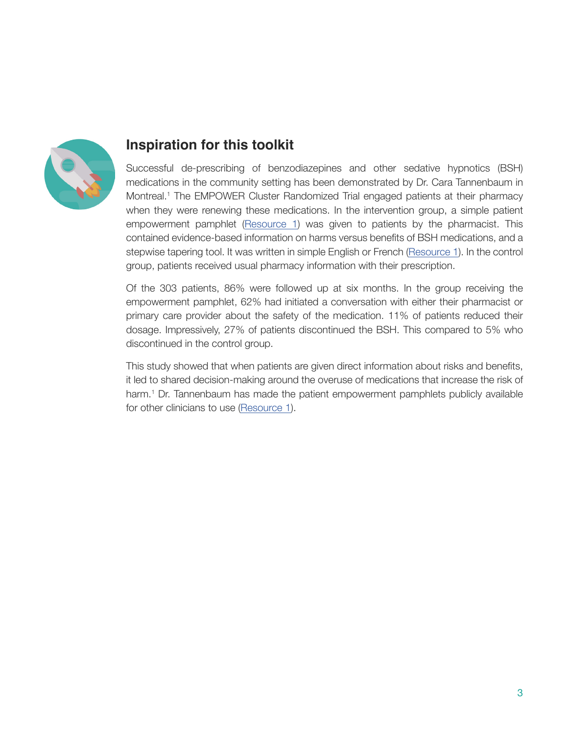## Inspiration for this toolkit

Successful de-prescribing of benzodiazepines and other sedative hypnotics (BSH) medications in the community setting has been demonstrated by Dr. Cara Tannenbaum in Montreal.[1] The EMPOWER Cluster Randomized Trial engaged patients at their pharmacy when they were renewing these medications. In the intervention group, a simple patient empowerment pamphlet (Resource 1) was given to patients by the pharmacist. This contained evidence-based information on harms versus benefits of BSH medications, and a stepwise tapering tool. It was written in simple English or French (Resource 1). In the control group, patients received usual pharmacy information with their prescription.

Of the 303 patients, 86% were followed up at six months. In the group receiving the empowerment pamphlet, 62% had initiated a conversation with either their pharmacist or primary care provider about the safety of the medication. 11% of patients reduced their dosage. Impressively, 27% of patients discontinued the BSH. This compared to 5% who discontinued in the control group.

This study showed that when patients are given direct information about risks and benefits, it led to shared decision-making around the overuse of medications that increase the risk of harm.[1] Dr. Tannenbaum has made the patient empowerment pamphlets publicly available for other clinicians to use (Resource 1).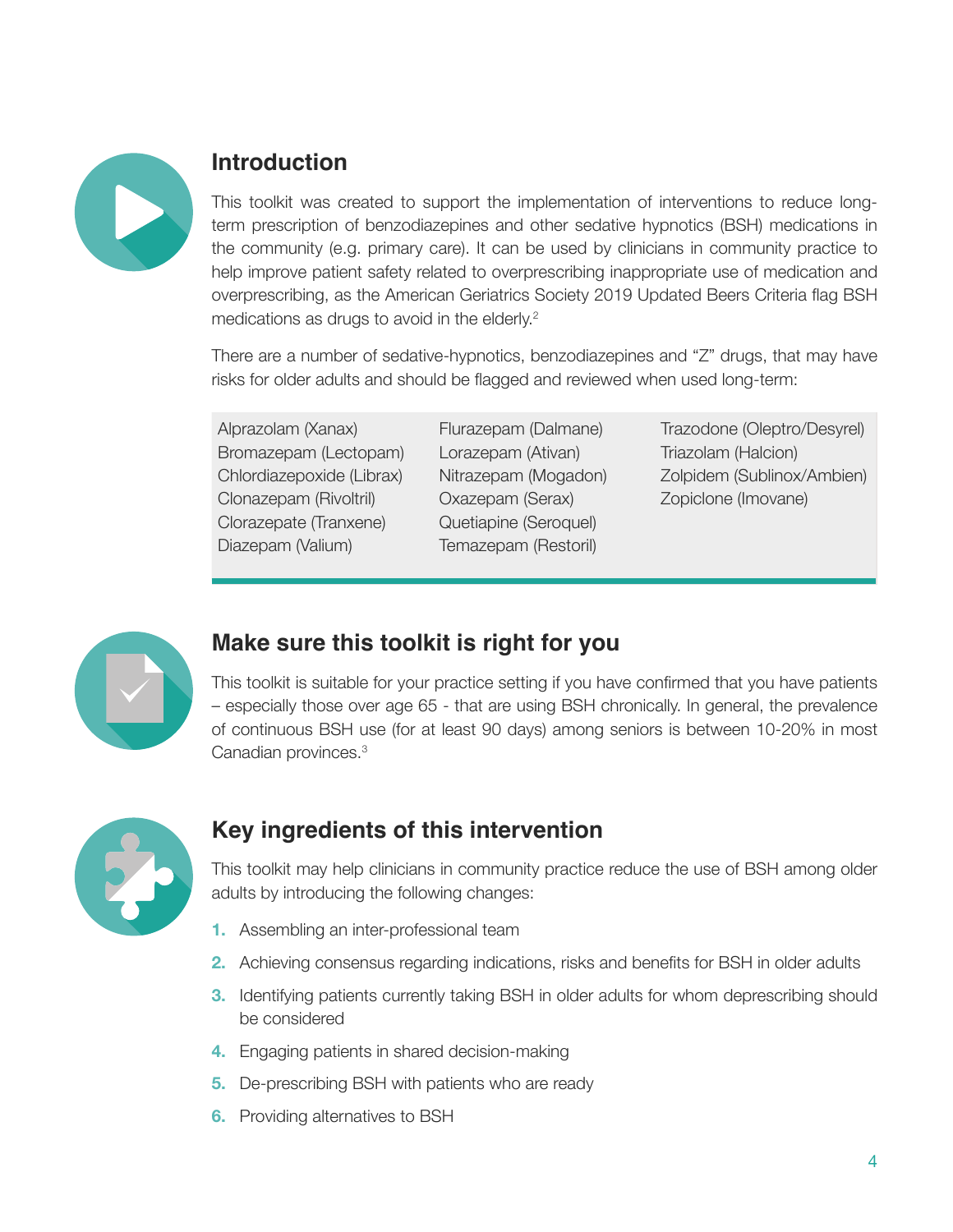## Introduction

This toolkit was created to support the implementation of interventions to reduce long-term prescription of benzodiazepines and other sedative hypnotics (BSH) medications in the community (e.g. primary care). It can be used by clinicians in community practice to help improve patient safety related to overprescribing inappropriate use of medication and overprescribing, as the American Geriatrics Society 2019 Updated Beers Criteria flag BSH medications as drugs to avoid in the elderly.[2]

There are a number of sedative-hypnotics, benzodiazepines and "Z" drugs, that may have risks for older adults and should be flagged and reviewed when used long-term:

| | | |
|---|---|---|
| Alprazolam (Xanax) | Flurazepam (Dalmane) | Trazodone (Oleptro/Desyrel) |
| Bromazepam (Lectopam) | Lorazepam (Ativan) | Triazolam (Halcion) |
| Chlordiazepoxide (Librax) | Nitrazepam (Mogadon) | Zolpidem (Sublinox/Ambien) |
| Clonazepam (Rivoltril) | Oxazepam (Serax) | Zopiclone (Imovane) |
| Clorazepate (Tranxene) | Quetiapine (Seroquel) | |
| Diazepam (Valium) | Temazepam (Restoril) | |

## Make sure this toolkit is right for you

This toolkit is suitable for your practice setting if you have confirmed that you have patients – especially those over age 65 - that are using BSH chronically. In general, the prevalence of continuous BSH use (for at least 90 days) among seniors is between 10-20% in most Canadian provinces.[3]

## Key ingredients of this intervention

This toolkit may help clinicians in community practice reduce the use of BSH among older adults by introducing the following changes:

1. Assembling an inter-professional team
2. Achieving consensus regarding indications, risks and benefits for BSH in older adults
3. Identifying patients currently taking BSH in older adults for whom deprescribing should be considered
4. Engaging patients in shared decision-making
5. De-prescribing BSH with patients who are ready
6. Providing alternatives to BSH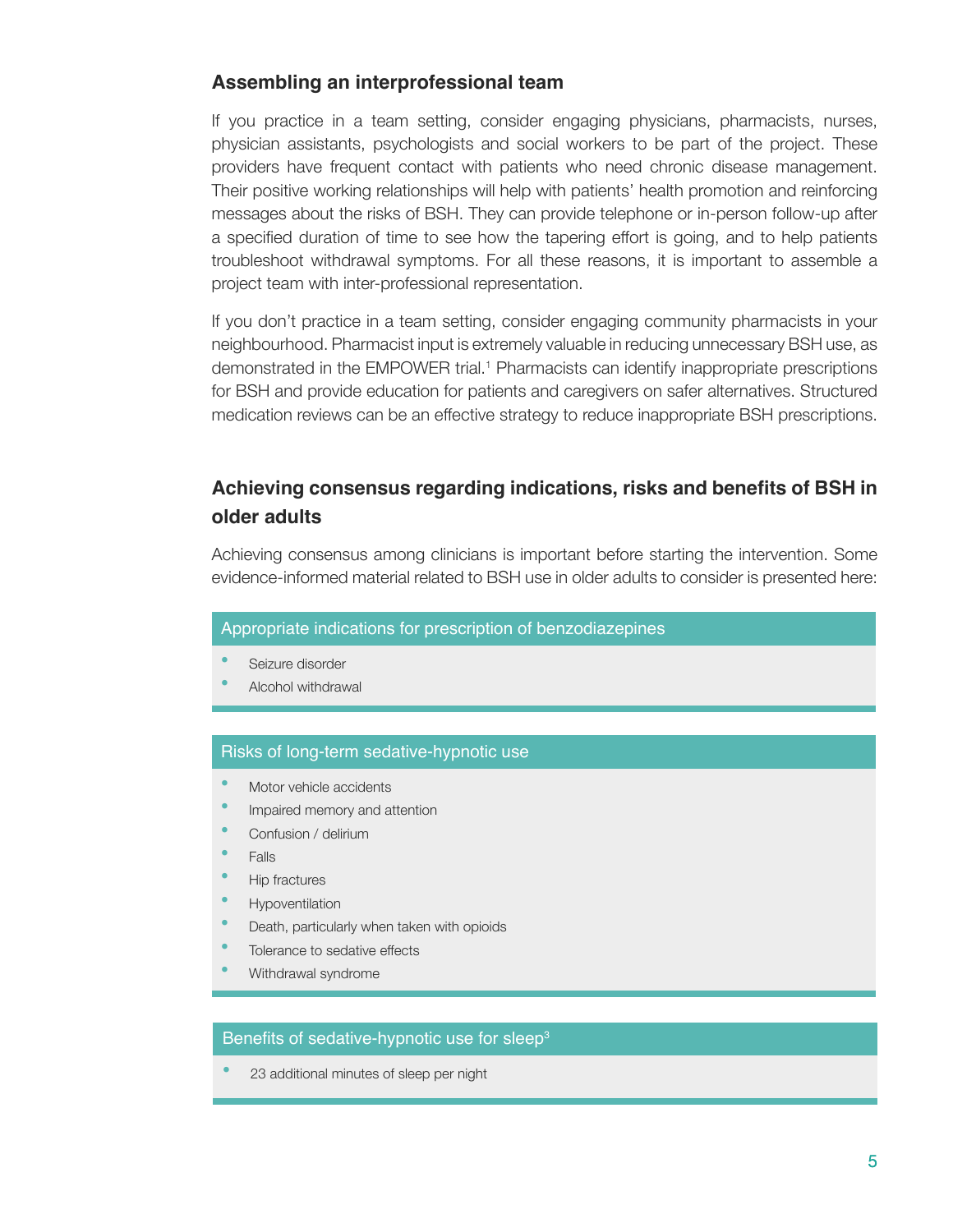## Assembling an interprofessional team

If you practice in a team setting, consider engaging physicians, pharmacists, nurses, physician assistants, psychologists and social workers to be part of the project. These providers have frequent contact with patients who need chronic disease management. Their positive working relationships will help with patients' health promotion and reinforcing messages about the risks of BSH. They can provide telephone or in-person follow-up after a specified duration of time to see how the tapering effort is going, and to help patients troubleshoot withdrawal symptoms. For all these reasons, it is important to assemble a project team with inter-professional representation.

If you don't practice in a team setting, consider engaging community pharmacists in your neighbourhood. Pharmacist input is extremely valuable in reducing unnecessary BSH use, as demonstrated in the EMPOWER trial.[1] Pharmacists can identify inappropriate prescriptions for BSH and provide education for patients and caregivers on safer alternatives. Structured medication reviews can be an effective strategy to reduce inappropriate BSH prescriptions.

## Achieving consensus regarding indications, risks and benefits of BSH in older adults

Achieving consensus among clinicians is important before starting the intervention. Some evidence-informed material related to BSH use in older adults to consider is presented here:

### Appropriate indications for prescription of benzodiazepines

- Seizure disorder
- Alcohol withdrawal

### Risks of long-term sedative-hypnotic use

- Motor vehicle accidents
- Impaired memory and attention
- Confusion / delirium
- Falls
- Hip fractures
- Hypoventilation
- Death, particularly when taken with opioids
- Tolerance to sedative effects
- Withdrawal syndrome

### Benefits of sedative-hypnotic use for sleep[3]

- 23 additional minutes of sleep per night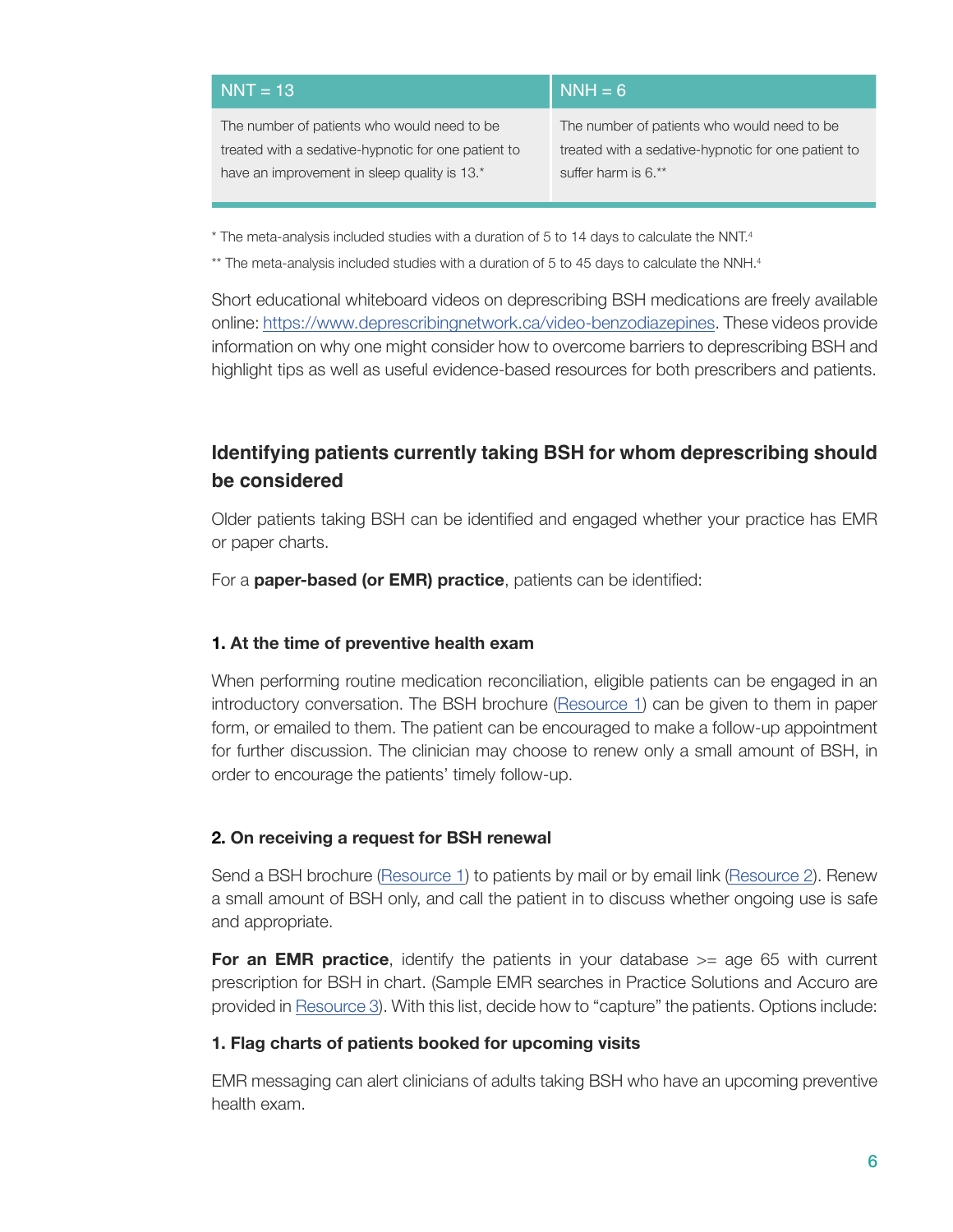| NNT = 13 | NNH = 6 |
| --- | --- |
| The number of patients who would need to be treated with a sedative-hypnotic for one patient to have an improvement in sleep quality is 13.* | The number of patients who would need to be treated with a sedative-hypnotic for one patient to suffer harm is 6.** |

* The meta-analysis included studies with a duration of 5 to 14 days to calculate the NNT.[4]

** The meta-analysis included studies with a duration of 5 to 45 days to calculate the NNH.[4]

Short educational whiteboard videos on deprescribing BSH medications are freely available online: https://www.deprescribingnetwork.ca/video-benzodiazepines. These videos provide information on why one might consider how to overcome barriers to deprescribing BSH and highlight tips as well as useful evidence-based resources for both prescribers and patients.

## Identifying patients currently taking BSH for whom deprescribing should be considered

Older patients taking BSH can be identified and engaged whether your practice has EMR or paper charts.

For a **paper-based (or EMR) practice**, patients can be identified:

### 1. At the time of preventive health exam

When performing routine medication reconciliation, eligible patients can be engaged in an introductory conversation. The BSH brochure (Resource 1) can be given to them in paper form, or emailed to them. The patient can be encouraged to make a follow-up appointment for further discussion. The clinician may choose to renew only a small amount of BSH, in order to encourage the patients' timely follow-up.

### 2. On receiving a request for BSH renewal

Send a BSH brochure (Resource 1) to patients by mail or by email link (Resource 2). Renew a small amount of BSH only, and call the patient in to discuss whether ongoing use is safe and appropriate.

**For an EMR practice**, identify the patients in your database >= age 65 with current prescription for BSH in chart. (Sample EMR searches in Practice Solutions and Accuro are provided in Resource 3). With this list, decide how to "capture" the patients. Options include:

### 1. Flag charts of patients booked for upcoming visits

EMR messaging can alert clinicians of adults taking BSH who have an upcoming preventive health exam.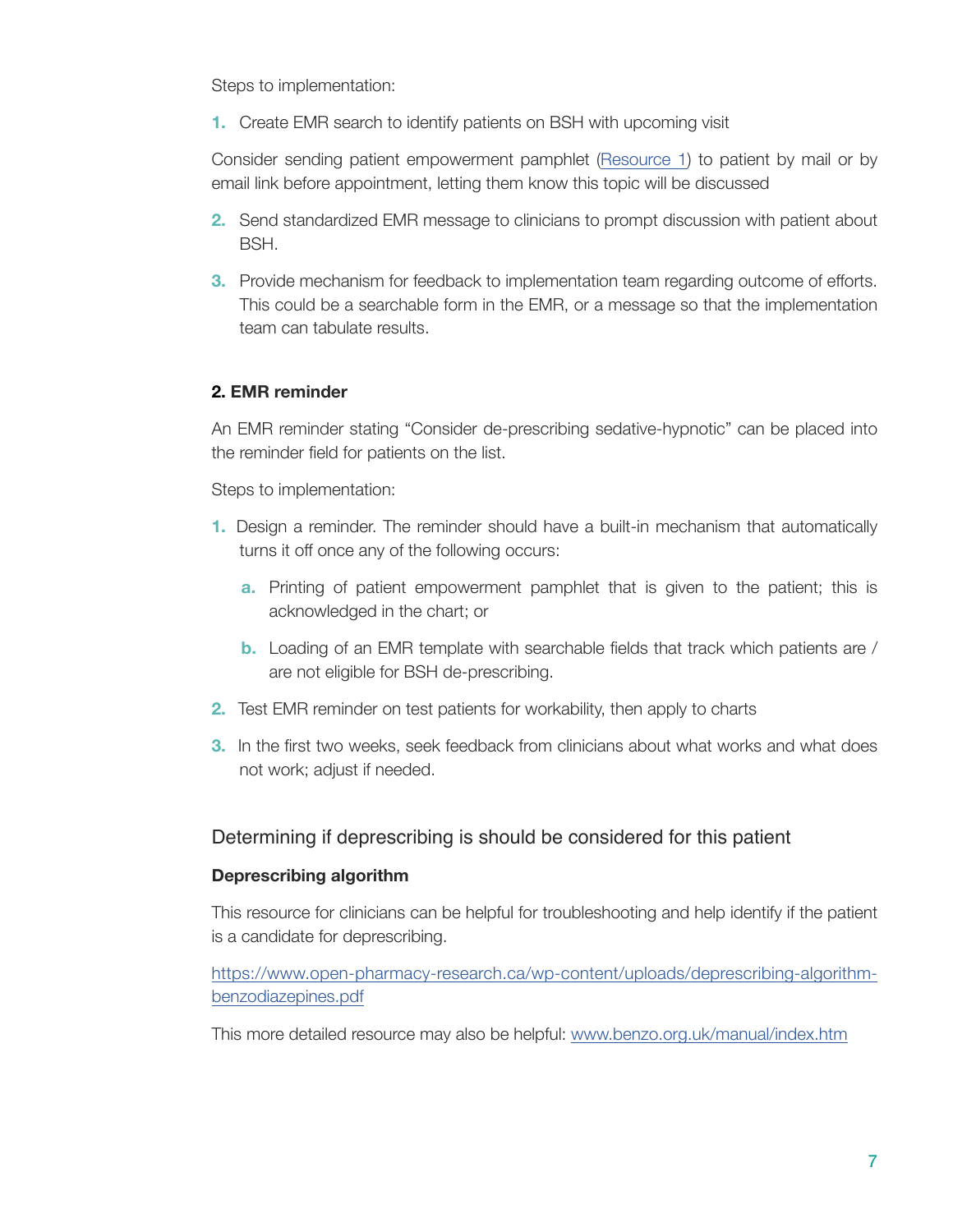Steps to implementation:

1. Create EMR search to identify patients on BSH with upcoming visit

Consider sending patient empowerment pamphlet ([Resource 1]) to patient by mail or by email link before appointment, letting them know this topic will be discussed

2. Send standardized EMR message to clinicians to prompt discussion with patient about BSH.
3. Provide mechanism for feedback to implementation team regarding outcome of efforts. This could be a searchable form in the EMR, or a message so that the implementation team can tabulate results.

**2. EMR reminder**

An EMR reminder stating "Consider de-prescribing sedative-hypnotic" can be placed into the reminder field for patients on the list.

Steps to implementation:

1. Design a reminder. The reminder should have a built-in mechanism that automatically turns it off once any of the following occurs:
   a. Printing of patient empowerment pamphlet that is given to the patient; this is acknowledged in the chart; or
   b. Loading of an EMR template with searchable fields that track which patients are / are not eligible for BSH de-prescribing.
2. Test EMR reminder on test patients for workability, then apply to charts
3. In the first two weeks, seek feedback from clinicians about what works and what does not work; adjust if needed.

## Determining if deprescribing is should be considered for this patient

**Deprescribing algorithm**

This resource for clinicians can be helpful for troubleshooting and help identify if the patient is a candidate for deprescribing.

https://www.open-pharmacy-research.ca/wp-content/uploads/deprescribing-algorithm-benzodiazepines.pdf

This more detailed resource may also be helpful: www.benzo.org.uk/manual/index.htm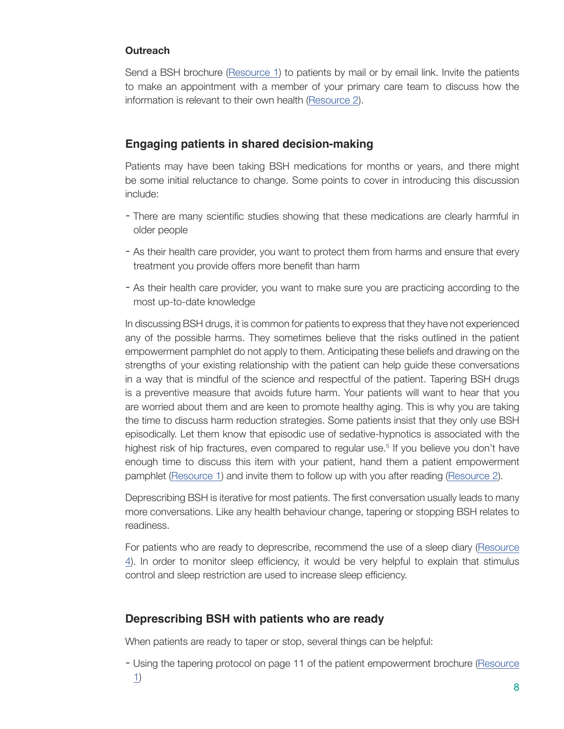**Outreach**

Send a BSH brochure (Resource 1) to patients by mail or by email link. Invite the patients to make an appointment with a member of your primary care team to discuss how the information is relevant to their own health (Resource 2).

## Engaging patients in shared decision-making

Patients may have been taking BSH medications for months or years, and there might be some initial reluctance to change. Some points to cover in introducing this discussion include:

- There are many scientific studies showing that these medications are clearly harmful in older people
- As their health care provider, you want to protect them from harms and ensure that every treatment you provide offers more benefit than harm
- As their health care provider, you want to make sure you are practicing according to the most up-to-date knowledge

In discussing BSH drugs, it is common for patients to express that they have not experienced any of the possible harms. They sometimes believe that the risks outlined in the patient empowerment pamphlet do not apply to them. Anticipating these beliefs and drawing on the strengths of your existing relationship with the patient can help guide these conversations in a way that is mindful of the science and respectful of the patient. Tapering BSH drugs is a preventive measure that avoids future harm. Your patients will want to hear that you are worried about them and are keen to promote healthy aging. This is why you are taking the time to discuss harm reduction strategies. Some patients insist that they only use BSH episodically. Let them know that episodic use of sedative-hypnotics is associated with the highest risk of hip fractures, even compared to regular use.[5] If you believe you don't have enough time to discuss this item with your patient, hand them a patient empowerment pamphlet (Resource 1) and invite them to follow up with you after reading (Resource 2).

Deprescribing BSH is iterative for most patients. The first conversation usually leads to many more conversations. Like any health behaviour change, tapering or stopping BSH relates to readiness.

For patients who are ready to deprescribe, recommend the use of a sleep diary (Resource 4). In order to monitor sleep efficiency, it would be very helpful to explain that stimulus control and sleep restriction are used to increase sleep efficiency.

## Deprescribing BSH with patients who are ready

When patients are ready to taper or stop, several things can be helpful:

- Using the tapering protocol on page 11 of the patient empowerment brochure (Resource 1)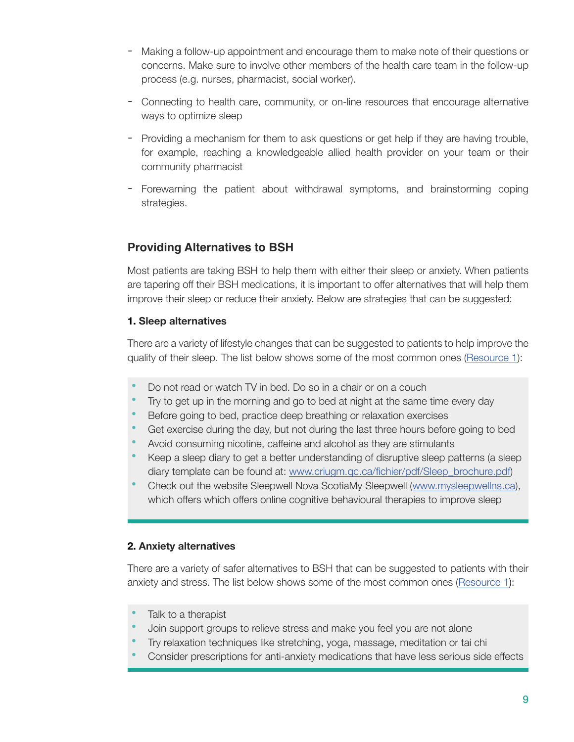- Making a follow-up appointment and encourage them to make note of their questions or concerns. Make sure to involve other members of the health care team in the follow-up process (e.g. nurses, pharmacist, social worker).
- Connecting to health care, community, or on-line resources that encourage alternative ways to optimize sleep
- Providing a mechanism for them to ask questions or get help if they are having trouble, for example, reaching a knowledgeable allied health provider on your team or their community pharmacist
- Forewarning the patient about withdrawal symptoms, and brainstorming coping strategies.

## Providing Alternatives to BSH

Most patients are taking BSH to help them with either their sleep or anxiety. When patients are tapering off their BSH medications, it is important to offer alternatives that will help them improve their sleep or reduce their anxiety. Below are strategies that can be suggested:

### 1. Sleep alternatives

There are a variety of lifestyle changes that can be suggested to patients to help improve the quality of their sleep. The list below shows some of the most common ones (Resource 1):

- Do not read or watch TV in bed. Do so in a chair or on a couch
- Try to get up in the morning and go to bed at night at the same time every day
- Before going to bed, practice deep breathing or relaxation exercises
- Get exercise during the day, but not during the last three hours before going to bed
- Avoid consuming nicotine, caffeine and alcohol as they are stimulants
- Keep a sleep diary to get a better understanding of disruptive sleep patterns (a sleep diary template can be found at: www.criugm.qc.ca/fichier/pdf/Sleep_brochure.pdf)
- Check out the website Sleepwell Nova ScotiaMy Sleepwell (www.mysleepwellns.ca), which offers which offers online cognitive behavioural therapies to improve sleep

### 2. Anxiety alternatives

There are a variety of safer alternatives to BSH that can be suggested to patients with their anxiety and stress. The list below shows some of the most common ones (Resource 1):

- Talk to a therapist
- Join support groups to relieve stress and make you feel you are not alone
- Try relaxation techniques like stretching, yoga, massage, meditation or tai chi
- Consider prescriptions for anti-anxiety medications that have less serious side effects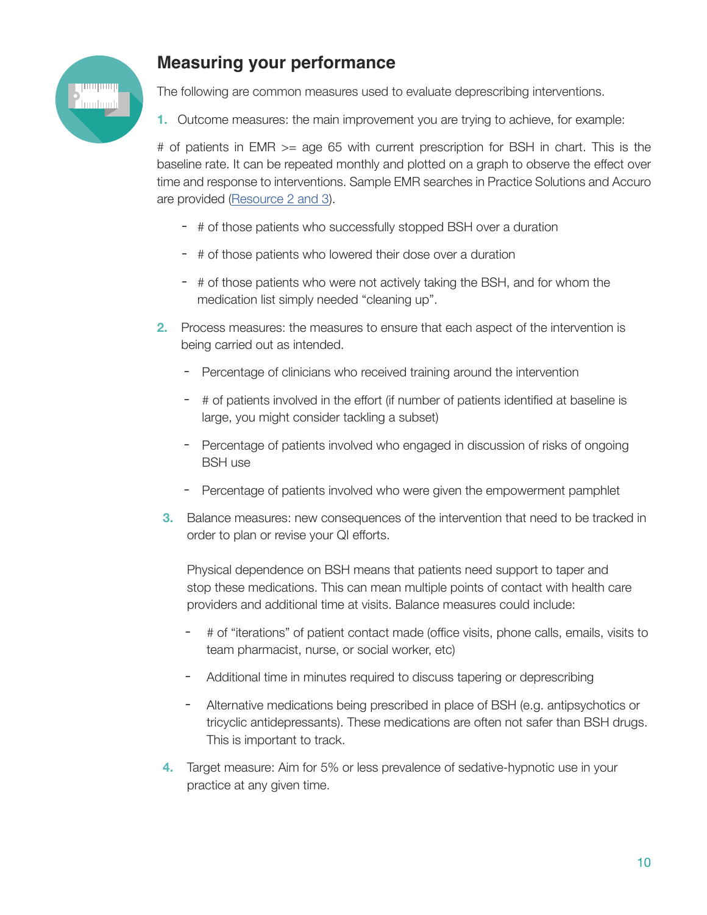## Measuring your performance

The following are common measures used to evaluate deprescribing interventions.

1. Outcome measures: the main improvement you are trying to achieve, for example:

# of patients in EMR >= age 65 with current prescription for BSH in chart. This is the baseline rate. It can be repeated monthly and plotted on a graph to observe the effect over time and response to interventions. Sample EMR searches in Practice Solutions and Accuro are provided (Resource 2 and 3).

- # of those patients who successfully stopped BSH over a duration
- # of those patients who lowered their dose over a duration
- # of those patients who were not actively taking the BSH, and for whom the medication list simply needed "cleaning up".

2. Process measures: the measures to ensure that each aspect of the intervention is being carried out as intended.

   - Percentage of clinicians who received training around the intervention
   - # of patients involved in the effort (if number of patients identified at baseline is large, you might consider tackling a subset)
   - Percentage of patients involved who engaged in discussion of risks of ongoing BSH use
   - Percentage of patients involved who were given the empowerment pamphlet

3. Balance measures: new consequences of the intervention that need to be tracked in order to plan or revise your QI efforts.

   Physical dependence on BSH means that patients need support to taper and stop these medications. This can mean multiple points of contact with health care providers and additional time at visits. Balance measures could include:

   - # of "iterations" of patient contact made (office visits, phone calls, emails, visits to team pharmacist, nurse, or social worker, etc)
   - Additional time in minutes required to discuss tapering or deprescribing
   - Alternative medications being prescribed in place of BSH (e.g. antipsychotics or tricyclic antidepressants). These medications are often not safer than BSH drugs. This is important to track.

4. Target measure: Aim for 5% or less prevalence of sedative-hypnotic use in your practice at any given time.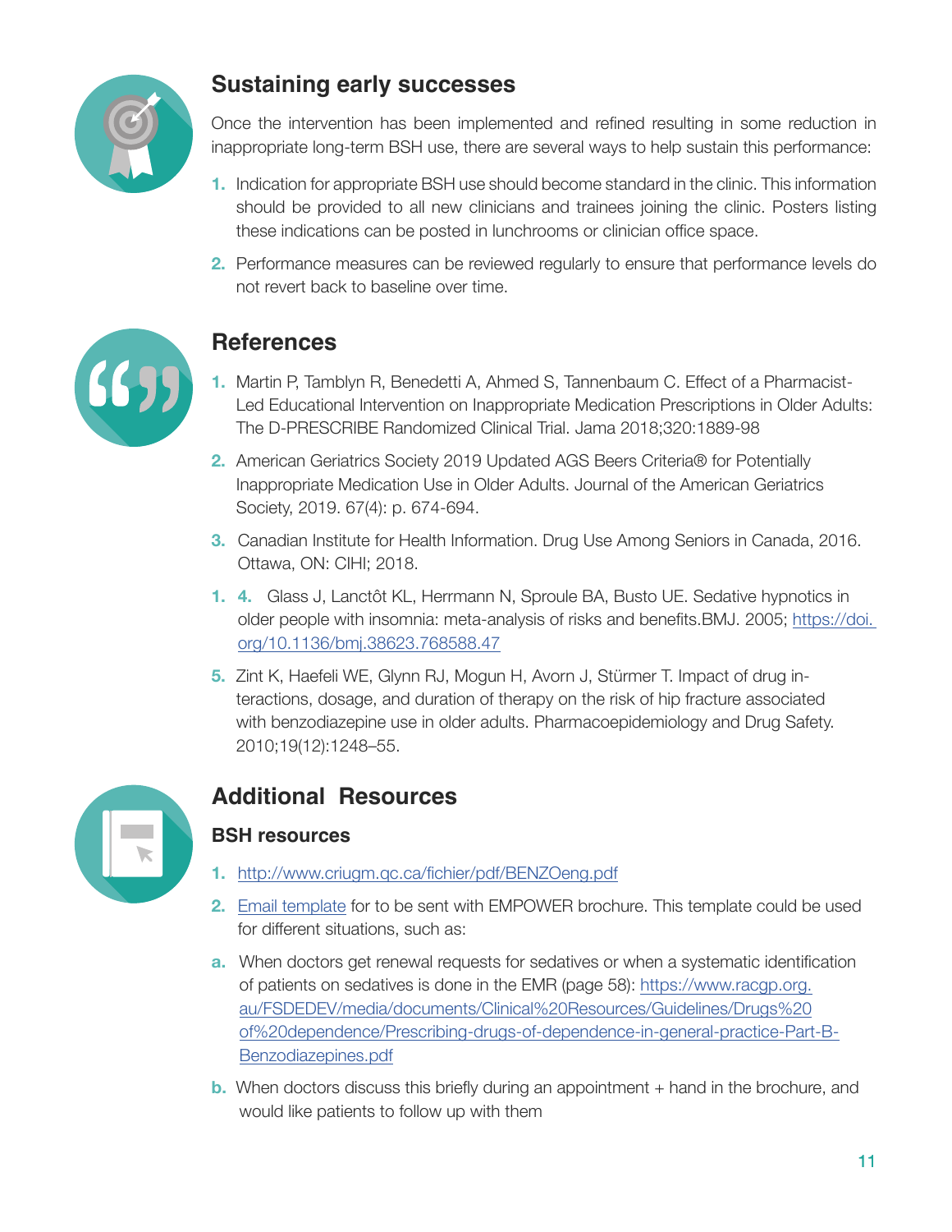## Sustaining early successes

Once the intervention has been implemented and refined resulting in some reduction in inappropriate long-term BSH use, there are several ways to help sustain this performance:

1. Indication for appropriate BSH use should become standard in the clinic. This information should be provided to all new clinicians and trainees joining the clinic. Posters listing these indications can be posted in lunchrooms or clinician office space.
2. Performance measures can be reviewed regularly to ensure that performance levels do not revert back to baseline over time.

## References

1. Martin P, Tamblyn R, Benedetti A, Ahmed S, Tannenbaum C. Effect of a Pharmacist-Led Educational Intervention on Inappropriate Medication Prescriptions in Older Adults: The D-PRESCRIBE Randomized Clinical Trial. Jama 2018;320:1889-98
2. American Geriatrics Society 2019 Updated AGS Beers Criteria® for Potentially Inappropriate Medication Use in Older Adults. Journal of the American Geriatrics Society, 2019. 67(4): p. 674-694.
3. Canadian Institute for Health Information. Drug Use Among Seniors in Canada, 2016. Ottawa, ON: CIHI; 2018.
4. Glass J, Lanctôt KL, Herrmann N, Sproule BA, Busto UE. Sedative hypnotics in older people with insomnia: meta-analysis of risks and benefits.BMJ. 2005; https://doi.org/10.1136/bmj.38623.768588.47
5. Zint K, Haefeli WE, Glynn RJ, Mogun H, Avorn J, Stürmer T. Impact of drug interactions, dosage, and duration of therapy on the risk of hip fracture associated with benzodiazepine use in older adults. Pharmacoepidemiology and Drug Safety. 2010;19(12):1248–55.

## Additional Resources

### BSH resources

1. http://www.criugm.qc.ca/fichier/pdf/BENZOeng.pdf
2. Email template for to be sent with EMPOWER brochure. This template could be used for different situations, such as:

a. When doctors get renewal requests for sedatives or when a systematic identification of patients on sedatives is done in the EMR (page 58): https://www.racgp.org.au/FSDEDEV/media/documents/Clinical%20Resources/Guidelines/Drugs%20of%20dependence/Prescribing-drugs-of-dependence-in-general-practice-Part-B-Benzodiazepines.pdf

b. When doctors discuss this briefly during an appointment + hand in the brochure, and would like patients to follow up with them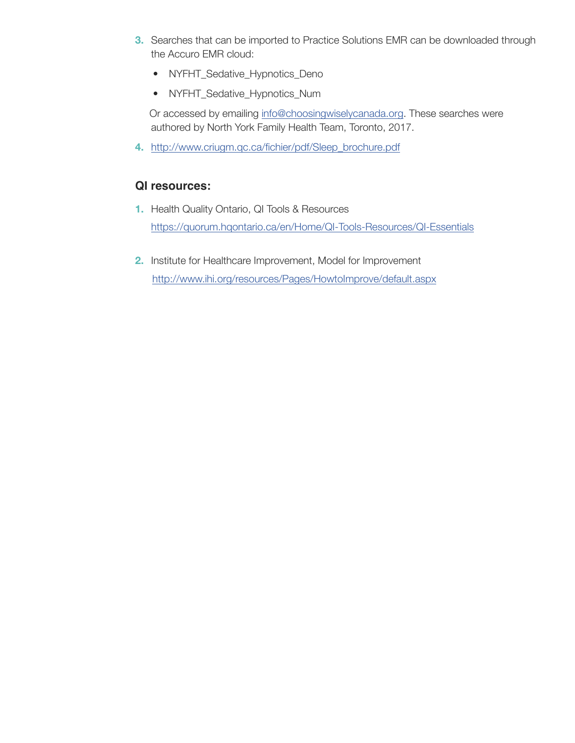3. Searches that can be imported to Practice Solutions EMR can be downloaded through the Accuro EMR cloud:

   - NYFHT_Sedative_Hypnotics_Deno
   - NYFHT_Sedative_Hypnotics_Num

   Or accessed by emailing info@choosingwiselycanada.org. These searches were authored by North York Family Health Team, Toronto, 2017.

4. http://www.criugm.qc.ca/fichier/pdf/Sleep_brochure.pdf

### QI resources:

1. Health Quality Ontario, QI Tools & Resources
   https://quorum.hqontario.ca/en/Home/QI-Tools-Resources/QI-Essentials

2. Institute for Healthcare Improvement, Model for Improvement
   http://www.ihi.org/resources/Pages/HowtoImprove/default.aspx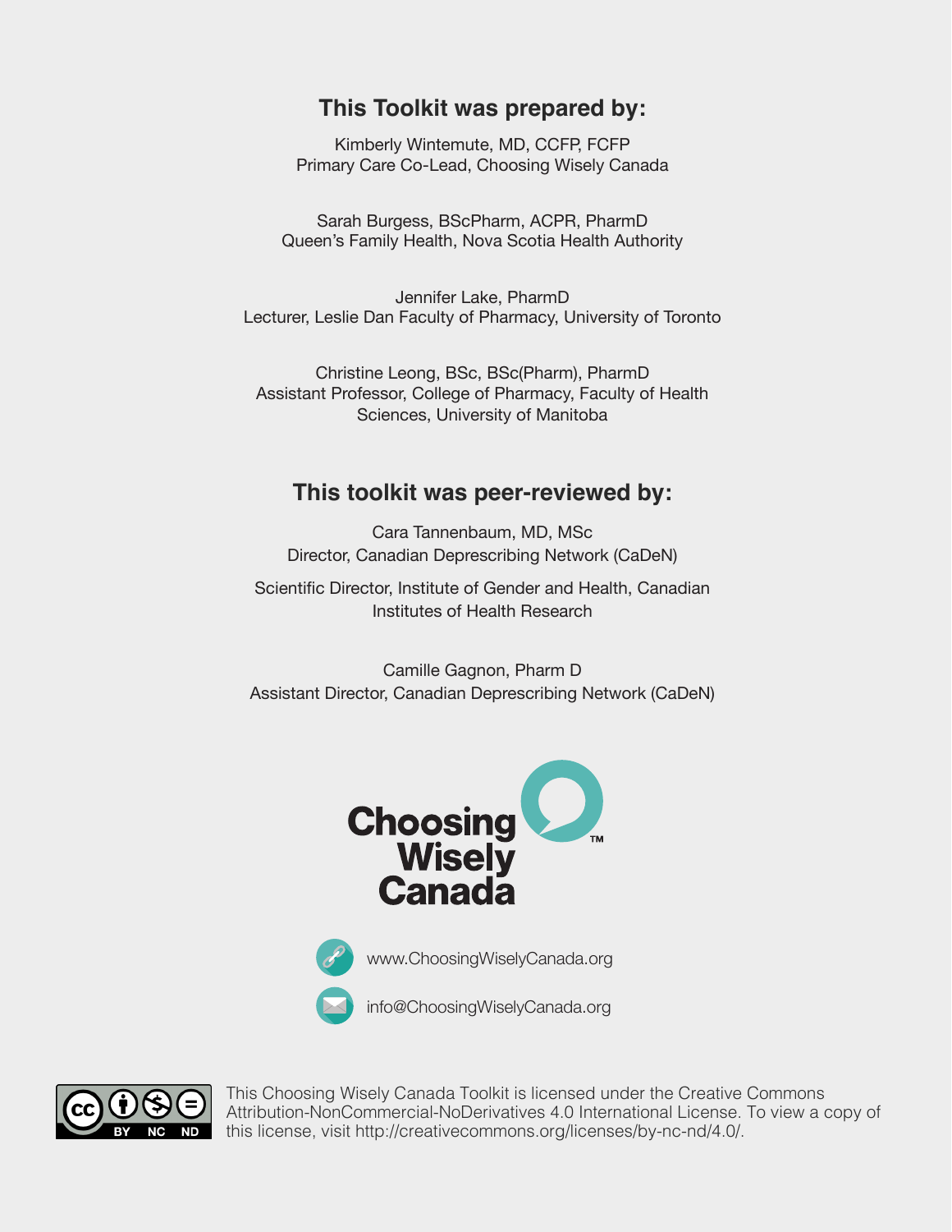## This Toolkit was prepared by:

Kimberly Wintemute, MD, CCFP, FCFP
Primary Care Co-Lead, Choosing Wisely Canada

Sarah Burgess, BScPharm, ACPR, PharmD
Queen's Family Health, Nova Scotia Health Authority

Jennifer Lake, PharmD
Lecturer, Leslie Dan Faculty of Pharmacy, University of Toronto

Christine Leong, BSc, BSc(Pharm), PharmD
Assistant Professor, College of Pharmacy, Faculty of Health Sciences, University of Manitoba

## This toolkit was peer-reviewed by:

Cara Tannenbaum, MD, MSc
Director, Canadian Deprescribing Network (CaDeN)

Scientific Director, Institute of Gender and Health, Canadian Institutes of Health Research

Camille Gagnon, Pharm D
Assistant Director, Canadian Deprescribing Network (CaDeN)

Choosing Wisely Canada™

www.ChoosingWiselyCanada.org

info@ChoosingWiselyCanada.org

This Choosing Wisely Canada Toolkit is licensed under the Creative Commons Attribution-NonCommercial-NoDerivatives 4.0 International License. To view a copy of this license, visit http://creativecommons.org/licenses/by-nc-nd/4.0/.